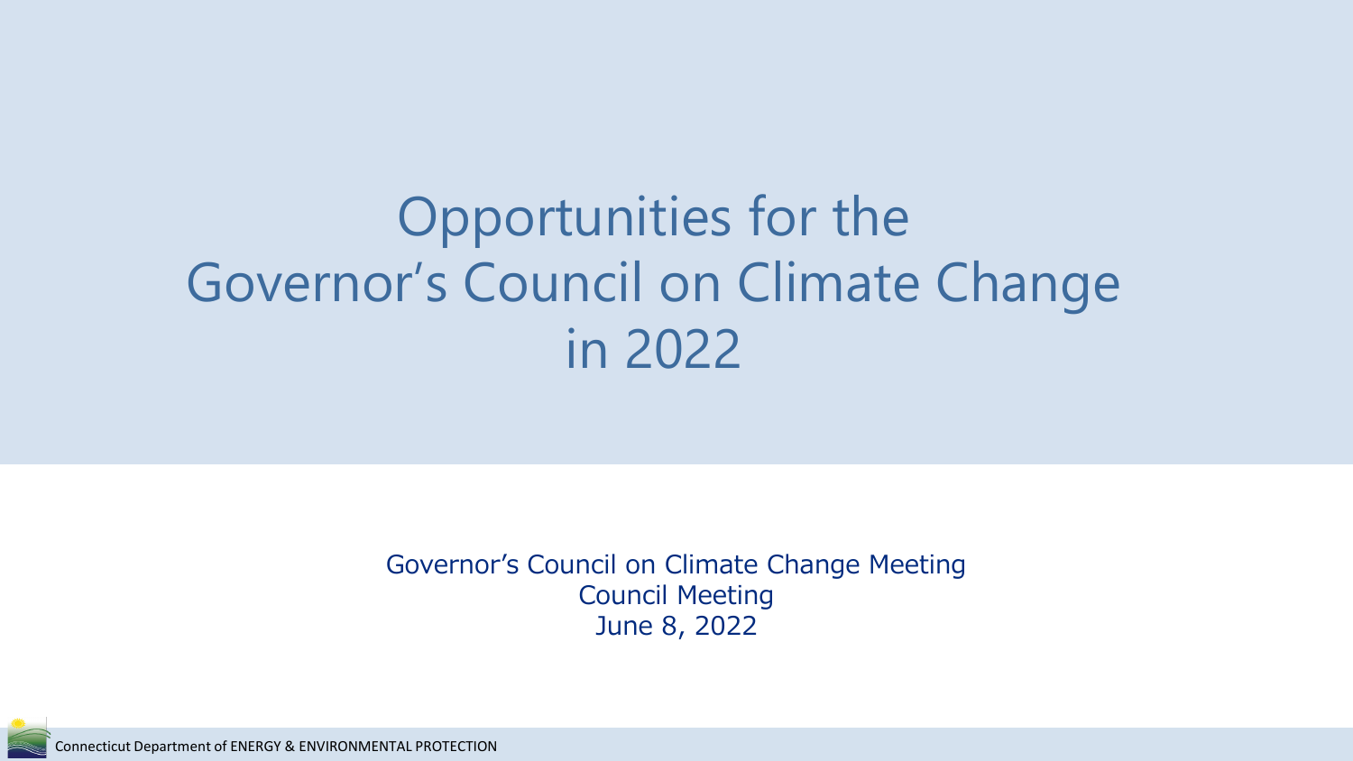# Opportunities for the Governor's Council on Climate Change in 2022

Governor's Council on Climate Change Meeting
Council Meeting
June 8, 2022

Connecticut Department of ENERGY & ENVIRONMENTAL PROTECTION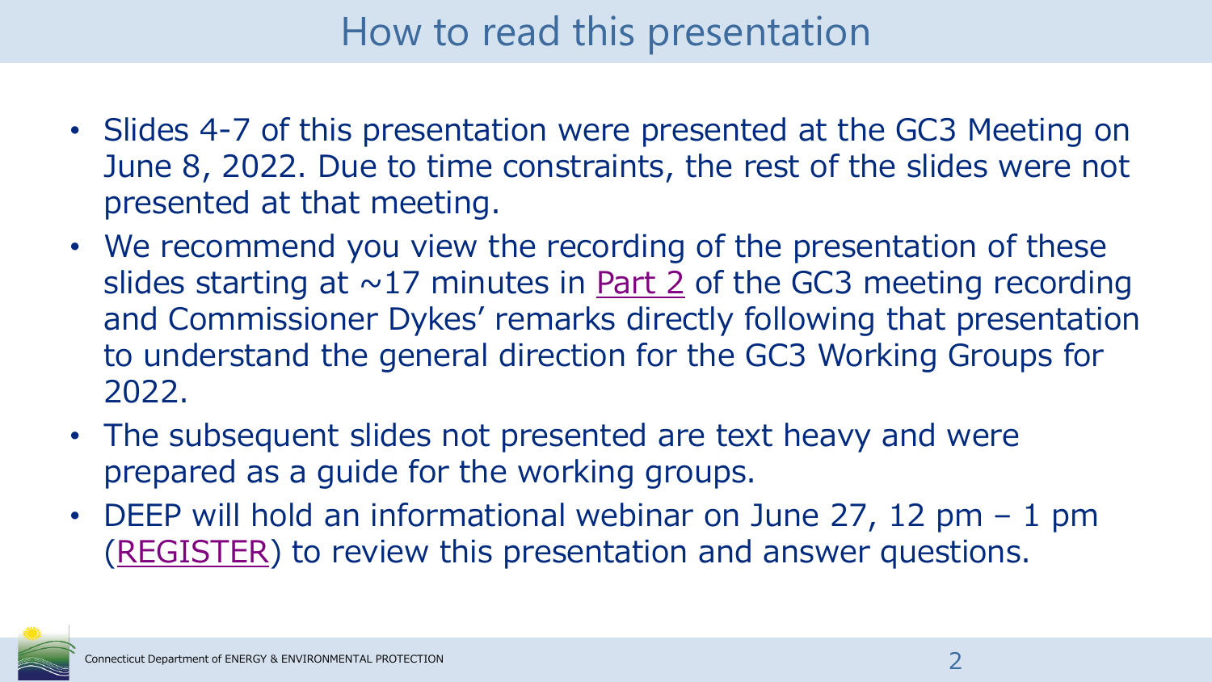# How to read this presentation

- Slides 4-7 of this presentation were presented at the GC3 Meeting on June 8, 2022. Due to time constraints, the rest of the slides were not presented at that meeting.
- We recommend you view the recording of the presentation of these slides starting at ~17 minutes in Part 2 of the GC3 meeting recording and Commissioner Dykes' remarks directly following that presentation to understand the general direction for the GC3 Working Groups for 2022.
- The subsequent slides not presented are text heavy and were prepared as a guide for the working groups.
- DEEP will hold an informational webinar on June 27, 12 pm – 1 pm (REGISTER) to review this presentation and answer questions.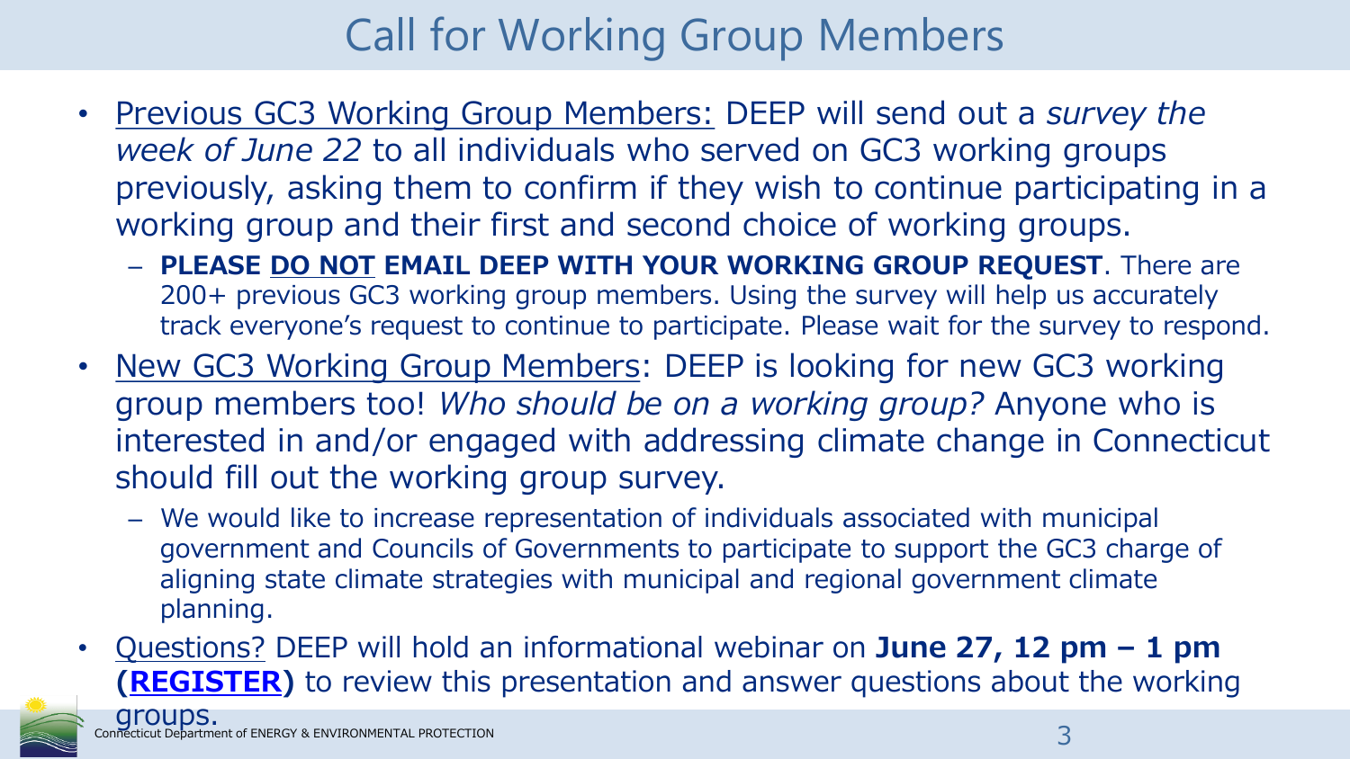# Call for Working Group Members

- Previous GC3 Working Group Members: DEEP will send out a *survey the week of June 22* to all individuals who served on GC3 working groups previously, asking them to confirm if they wish to continue participating in a working group and their first and second choice of working groups.
  - **PLEASE DO NOT EMAIL DEEP WITH YOUR WORKING GROUP REQUEST**. There are 200+ previous GC3 working group members. Using the survey will help us accurately track everyone's request to continue to participate. Please wait for the survey to respond.
- New GC3 Working Group Members: DEEP is looking for new GC3 working group members too! *Who should be on a working group?* Anyone who is interested in and/or engaged with addressing climate change in Connecticut should fill out the working group survey.
  - We would like to increase representation of individuals associated with municipal government and Councils of Governments to participate to support the GC3 charge of aligning state climate strategies with municipal and regional government climate planning.
- Questions? DEEP will hold an informational webinar on **June 27, 12 pm – 1 pm (REGISTER)** to review this presentation and answer questions about the working groups.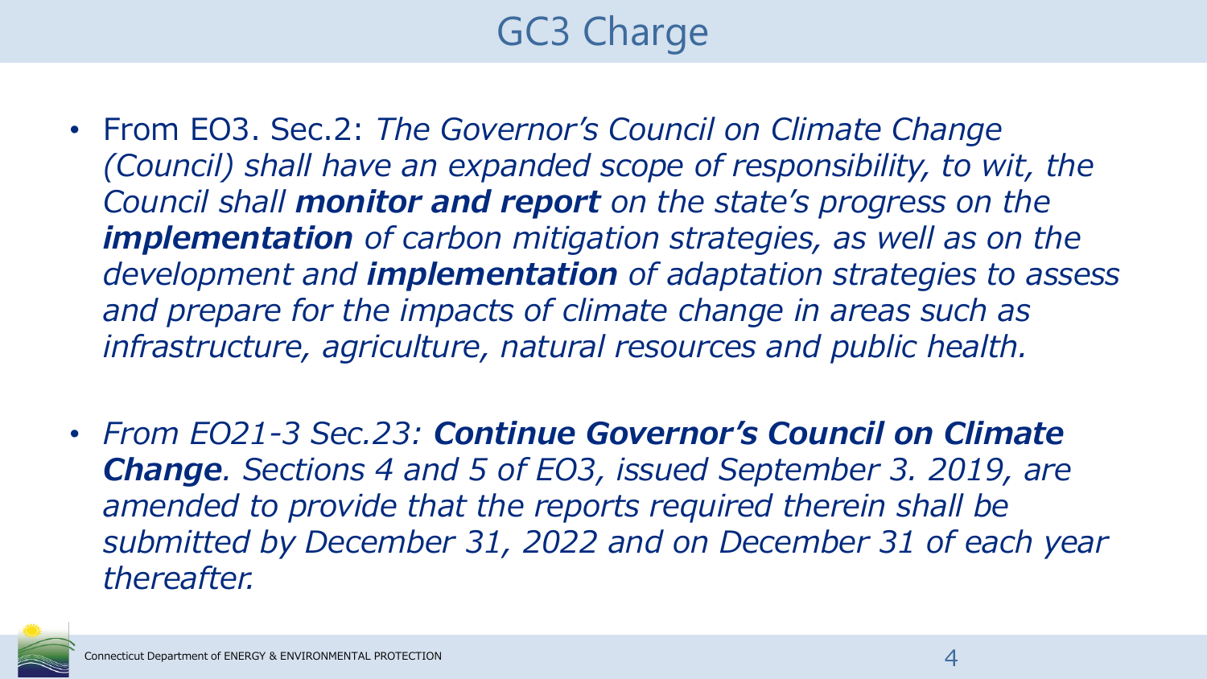# GC3 Charge

- From EO3. Sec.2: *The Governor's Council on Climate Change (Council) shall have an expanded scope of responsibility, to wit, the Council shall* ***monitor and report*** *on the state's progress on the* ***implementation*** *of carbon mitigation strategies, as well as on the development and* ***implementation*** *of adaptation strategies to assess and prepare for the impacts of climate change in areas such as infrastructure, agriculture, natural resources and public health.*

- *From EO21-3 Sec.23:* ***Continue Governor's Council on Climate Change****. Sections 4 and 5 of EO3, issued September 3. 2019, are amended to provide that the reports required therein shall be submitted by December 31, 2022 and on December 31 of each year thereafter.*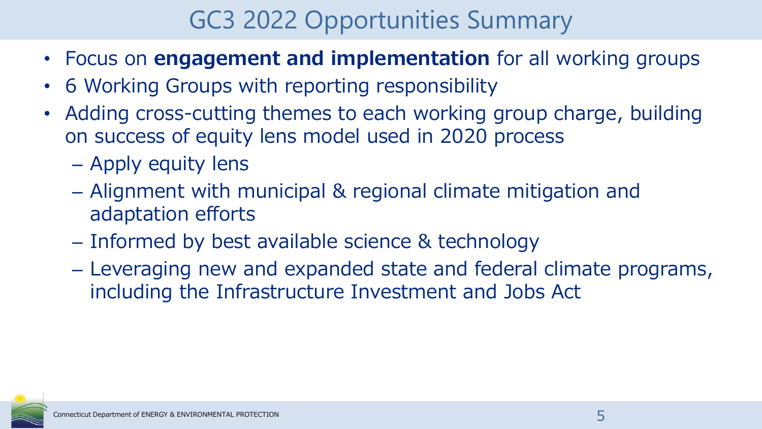# GC3 2022 Opportunities Summary

- Focus on **engagement and implementation** for all working groups
- 6 Working Groups with reporting responsibility
- Adding cross-cutting themes to each working group charge, building on success of equity lens model used in 2020 process
  - Apply equity lens
  - Alignment with municipal & regional climate mitigation and adaptation efforts
  - Informed by best available science & technology
  - Leveraging new and expanded state and federal climate programs, including the Infrastructure Investment and Jobs Act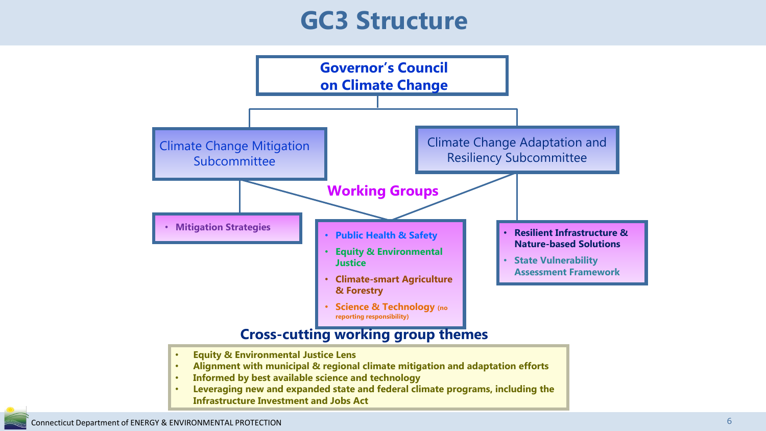# GC3 Structure

**Governor's Council on Climate Change**

- Climate Change Mitigation Subcommittee
- Climate Change Adaptation and Resiliency Subcommittee

## Working Groups

**Climate Change Mitigation Subcommittee:**

- **Mitigation Strategies**

**Shared (Mitigation and Adaptation & Resiliency Subcommittees):**

- **Public Health & Safety**
- **Equity & Environmental Justice**
- **Climate-smart Agriculture & Forestry**
- **Science & Technology** (no reporting responsibility)

**Climate Change Adaptation and Resiliency Subcommittee:**

- **Resilient Infrastructure & Nature-based Solutions**
- **State Vulnerability Assessment Framework**

## Cross-cutting working group themes

- **Equity & Environmental Justice Lens**
- **Alignment with municipal & regional climate mitigation and adaptation efforts**
- **Informed by best available science and technology**
- **Leveraging new and expanded state and federal climate programs, including the Infrastructure Investment and Jobs Act**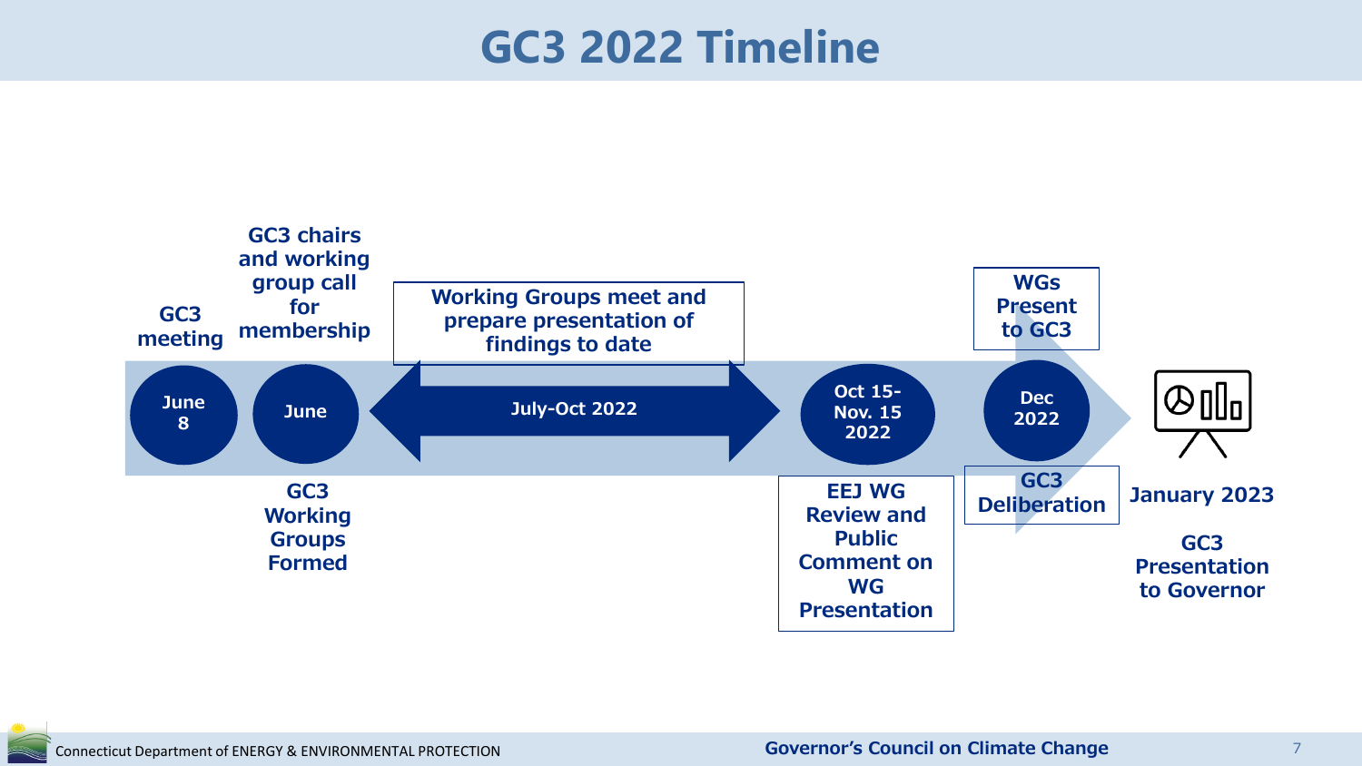# GC3 2022 Timeline

- **June 8** — GC3 meeting
- **June** — GC3 chairs and working group call for membership; GC3 Working Groups Formed
- **July-Oct 2022** — Working Groups meet and prepare presentation of findings to date
- **Oct 15-Nov. 15 2022** — EEJ WG Review and Public Comment on WG Presentation
- **Dec 2022** — WGs Present to GC3; GC3 Deliberation
- **January 2023** — GC3 Presentation to Governor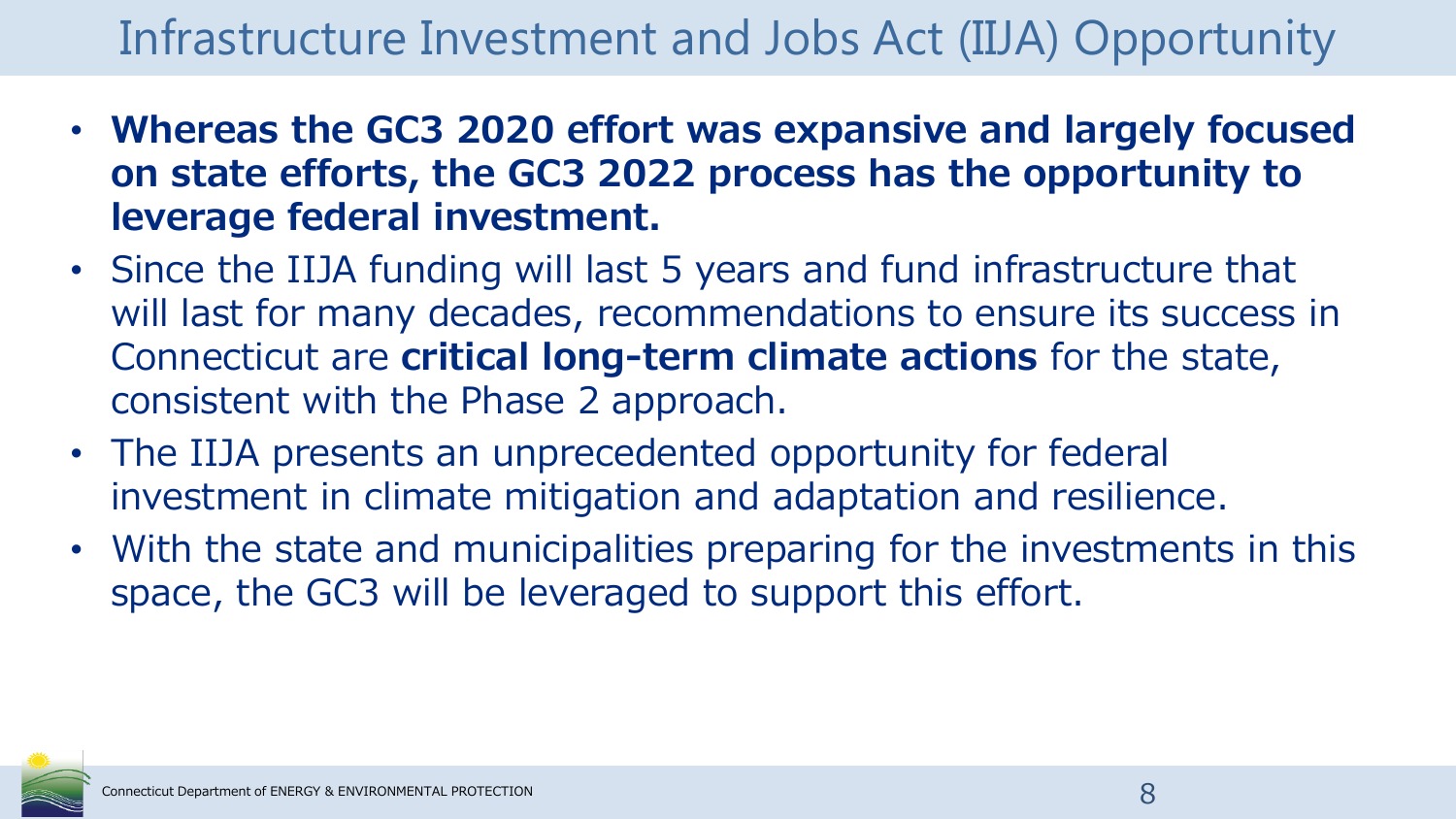# Infrastructure Investment and Jobs Act (IIJA) Opportunity

- **Whereas the GC3 2020 effort was expansive and largely focused on state efforts, the GC3 2022 process has the opportunity to leverage federal investment.**
- Since the IIJA funding will last 5 years and fund infrastructure that will last for many decades, recommendations to ensure its success in Connecticut are **critical long-term climate actions** for the state, consistent with the Phase 2 approach.
- The IIJA presents an unprecedented opportunity for federal investment in climate mitigation and adaptation and resilience.
- With the state and municipalities preparing for the investments in this space, the GC3 will be leveraged to support this effort.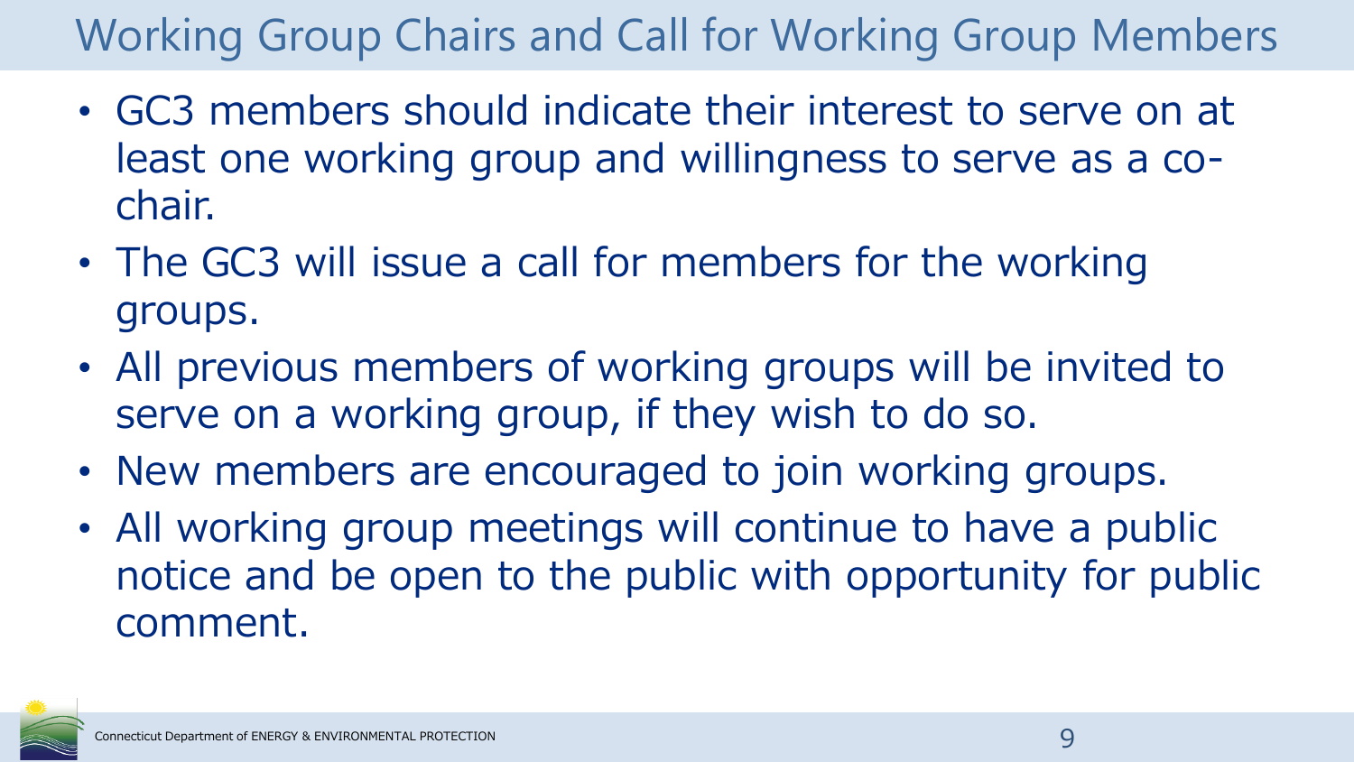# Working Group Chairs and Call for Working Group Members

- GC3 members should indicate their interest to serve on at least one working group and willingness to serve as a co-chair.
- The GC3 will issue a call for members for the working groups.
- All previous members of working groups will be invited to serve on a working group, if they wish to do so.
- New members are encouraged to join working groups.
- All working group meetings will continue to have a public notice and be open to the public with opportunity for public comment.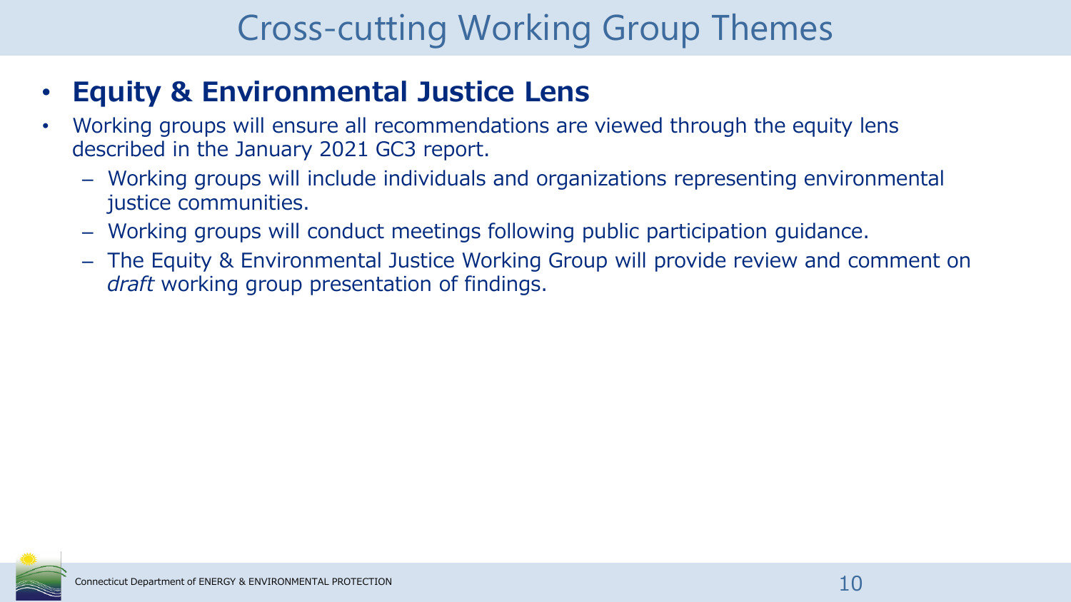# Cross-cutting Working Group Themes

- **Equity & Environmental Justice Lens**
- Working groups will ensure all recommendations are viewed through the equity lens described in the January 2021 GC3 report.
  - Working groups will include individuals and organizations representing environmental justice communities.
  - Working groups will conduct meetings following public participation guidance.
  - The Equity & Environmental Justice Working Group will provide review and comment on *draft* working group presentation of findings.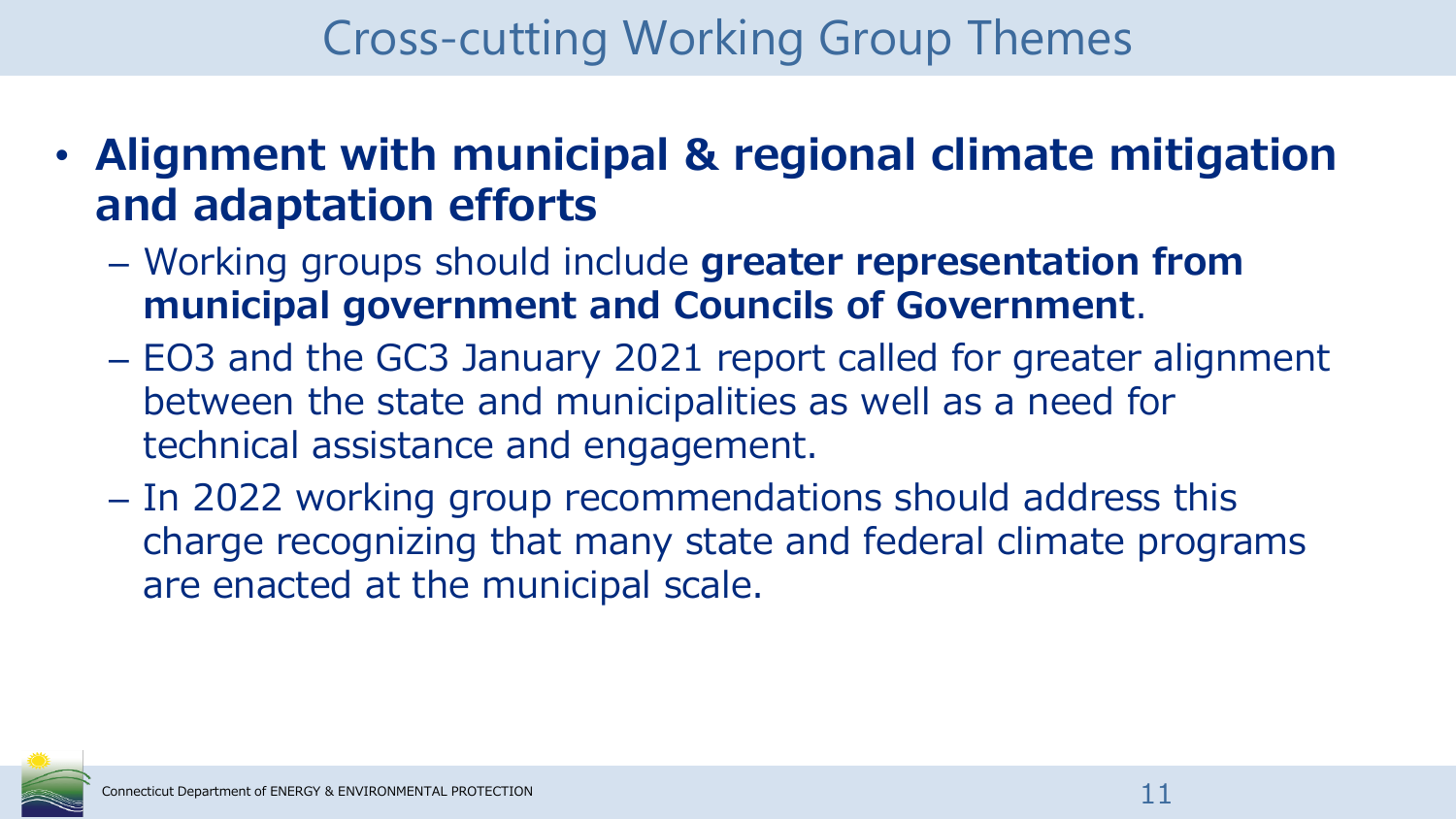# Cross-cutting Working Group Themes

- **Alignment with municipal & regional climate mitigation and adaptation efforts**
  - Working groups should include **greater representation from municipal government and Councils of Government**.
  - EO3 and the GC3 January 2021 report called for greater alignment between the state and municipalities as well as a need for technical assistance and engagement.
  - In 2022 working group recommendations should address this charge recognizing that many state and federal climate programs are enacted at the municipal scale.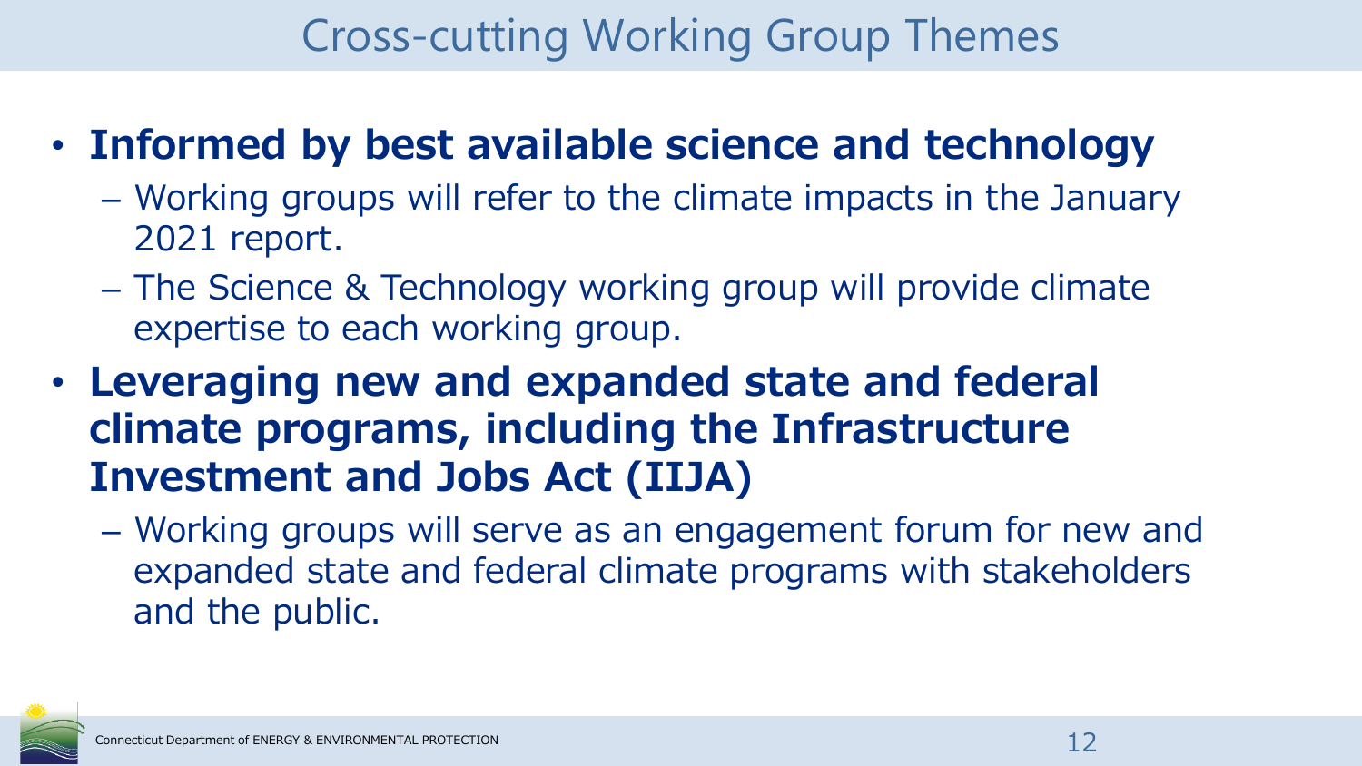# Cross-cutting Working Group Themes

- **Informed by best available science and technology**
  - Working groups will refer to the climate impacts in the January 2021 report.
  - The Science & Technology working group will provide climate expertise to each working group.
- **Leveraging new and expanded state and federal climate programs, including the Infrastructure Investment and Jobs Act (IIJA)**
  - Working groups will serve as an engagement forum for new and expanded state and federal climate programs with stakeholders and the public.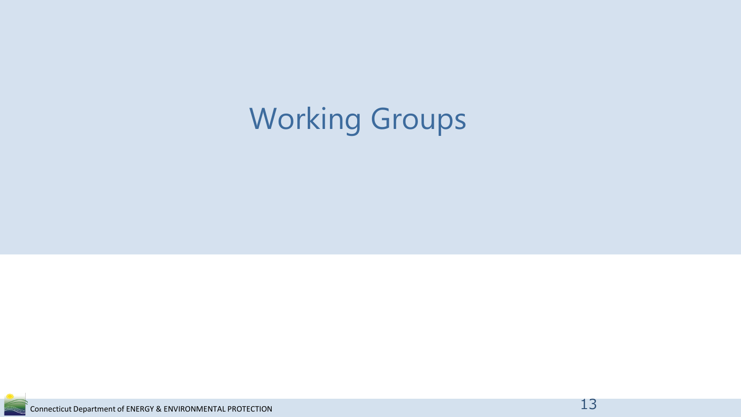# Working Groups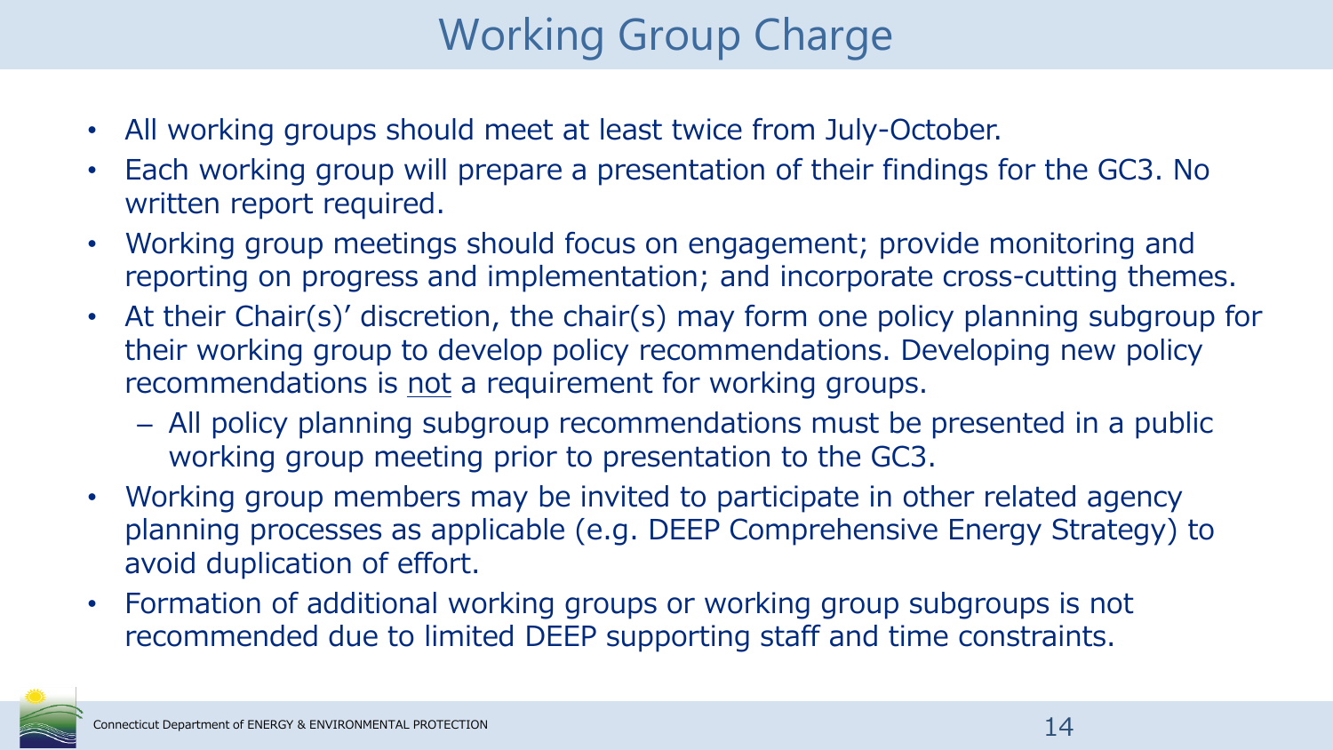# Working Group Charge

- All working groups should meet at least twice from July-October.
- Each working group will prepare a presentation of their findings for the GC3. No written report required.
- Working group meetings should focus on engagement; provide monitoring and reporting on progress and implementation; and incorporate cross-cutting themes.
- At their Chair(s)' discretion, the chair(s) may form one policy planning subgroup for their working group to develop policy recommendations. Developing new policy recommendations is <u>not</u> a requirement for working groups.
  - All policy planning subgroup recommendations must be presented in a public working group meeting prior to presentation to the GC3.
- Working group members may be invited to participate in other related agency planning processes as applicable (e.g. DEEP Comprehensive Energy Strategy) to avoid duplication of effort.
- Formation of additional working groups or working group subgroups is not recommended due to limited DEEP supporting staff and time constraints.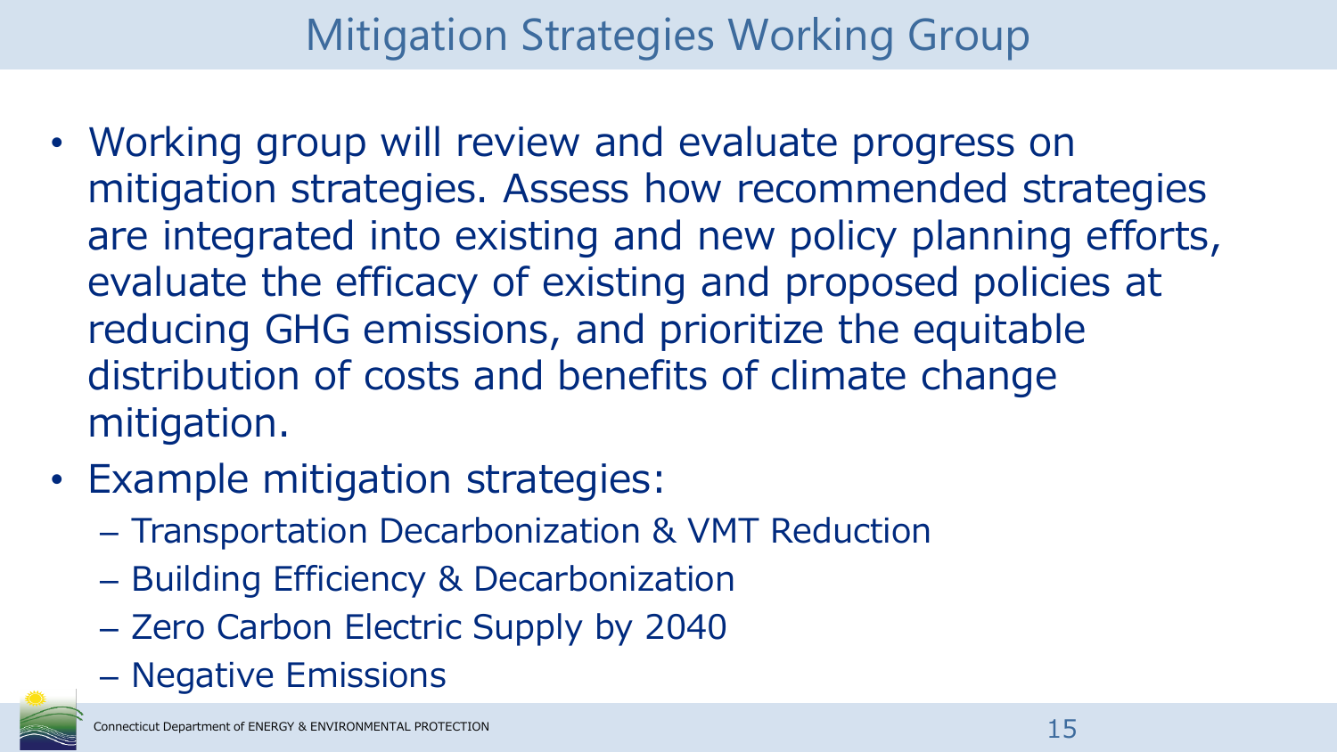# Mitigation Strategies Working Group

- Working group will review and evaluate progress on mitigation strategies. Assess how recommended strategies are integrated into existing and new policy planning efforts, evaluate the efficacy of existing and proposed policies at reducing GHG emissions, and prioritize the equitable distribution of costs and benefits of climate change mitigation.
- Example mitigation strategies:
  - Transportation Decarbonization & VMT Reduction
  - Building Efficiency & Decarbonization
  - Zero Carbon Electric Supply by 2040
  - Negative Emissions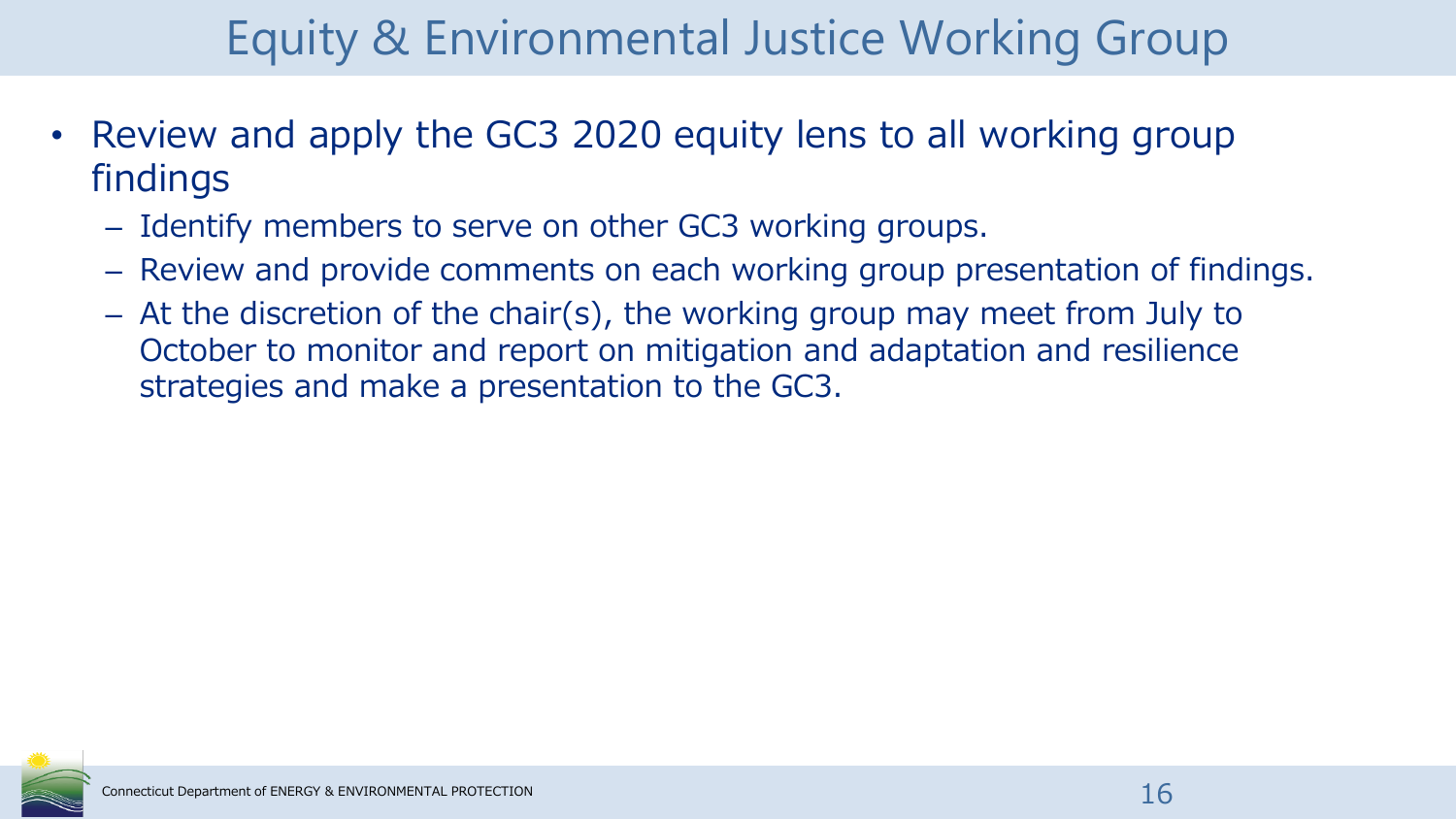# Equity & Environmental Justice Working Group

- Review and apply the GC3 2020 equity lens to all working group findings
  - Identify members to serve on other GC3 working groups.
  - Review and provide comments on each working group presentation of findings.
  - At the discretion of the chair(s), the working group may meet from July to October to monitor and report on mitigation and adaptation and resilience strategies and make a presentation to the GC3.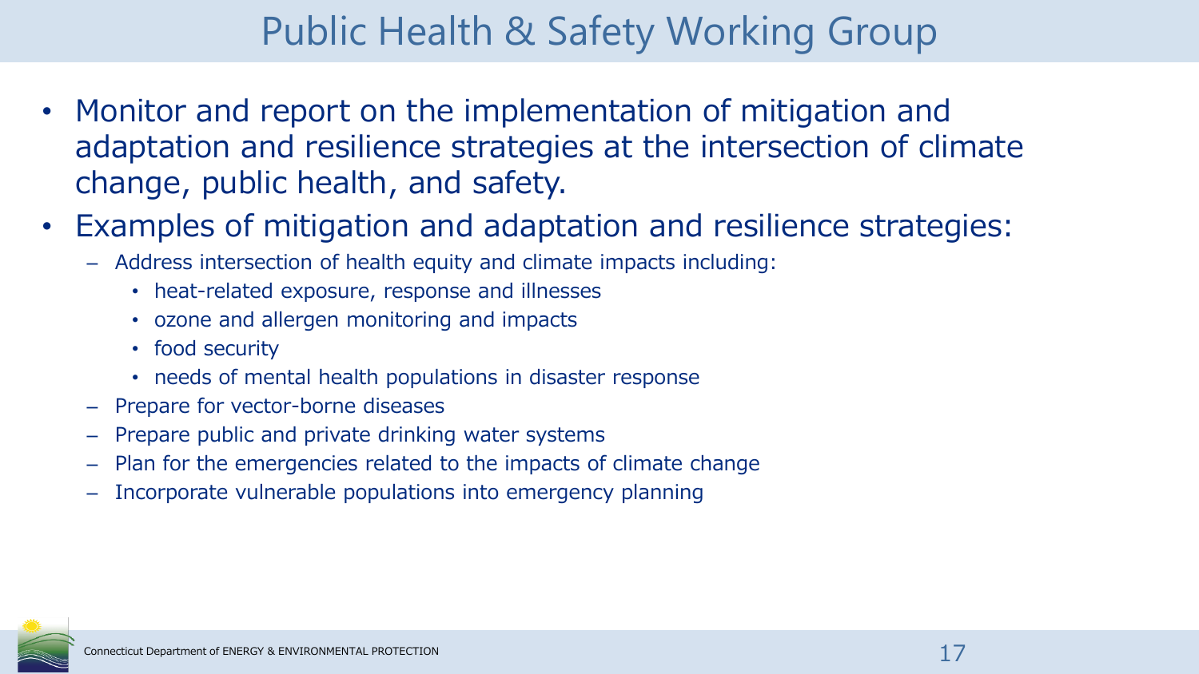# Public Health & Safety Working Group

- Monitor and report on the implementation of mitigation and adaptation and resilience strategies at the intersection of climate change, public health, and safety.
- Examples of mitigation and adaptation and resilience strategies:
  - Address intersection of health equity and climate impacts including:
    - heat-related exposure, response and illnesses
    - ozone and allergen monitoring and impacts
    - food security
    - needs of mental health populations in disaster response
  - Prepare for vector-borne diseases
  - Prepare public and private drinking water systems
  - Plan for the emergencies related to the impacts of climate change
  - Incorporate vulnerable populations into emergency planning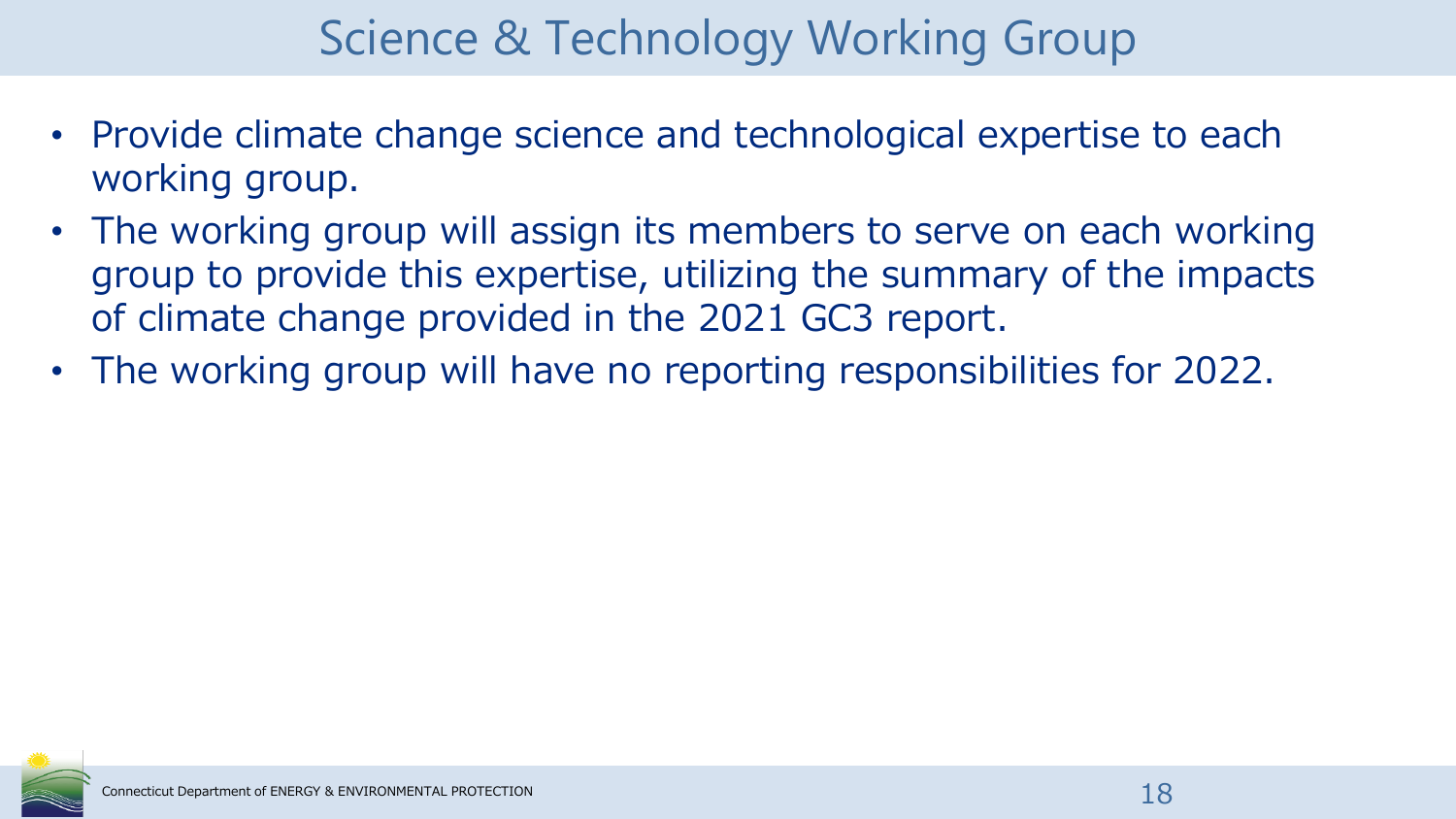# Science & Technology Working Group

- Provide climate change science and technological expertise to each working group.
- The working group will assign its members to serve on each working group to provide this expertise, utilizing the summary of the impacts of climate change provided in the 2021 GC3 report.
- The working group will have no reporting responsibilities for 2022.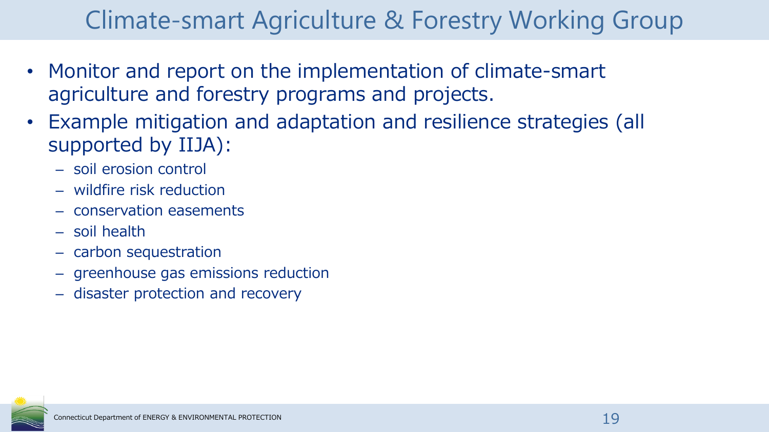# Climate-smart Agriculture & Forestry Working Group

- Monitor and report on the implementation of climate-smart agriculture and forestry programs and projects.
- Example mitigation and adaptation and resilience strategies (all supported by IIJA):
  - soil erosion control
  - wildfire risk reduction
  - conservation easements
  - soil health
  - carbon sequestration
  - greenhouse gas emissions reduction
  - disaster protection and recovery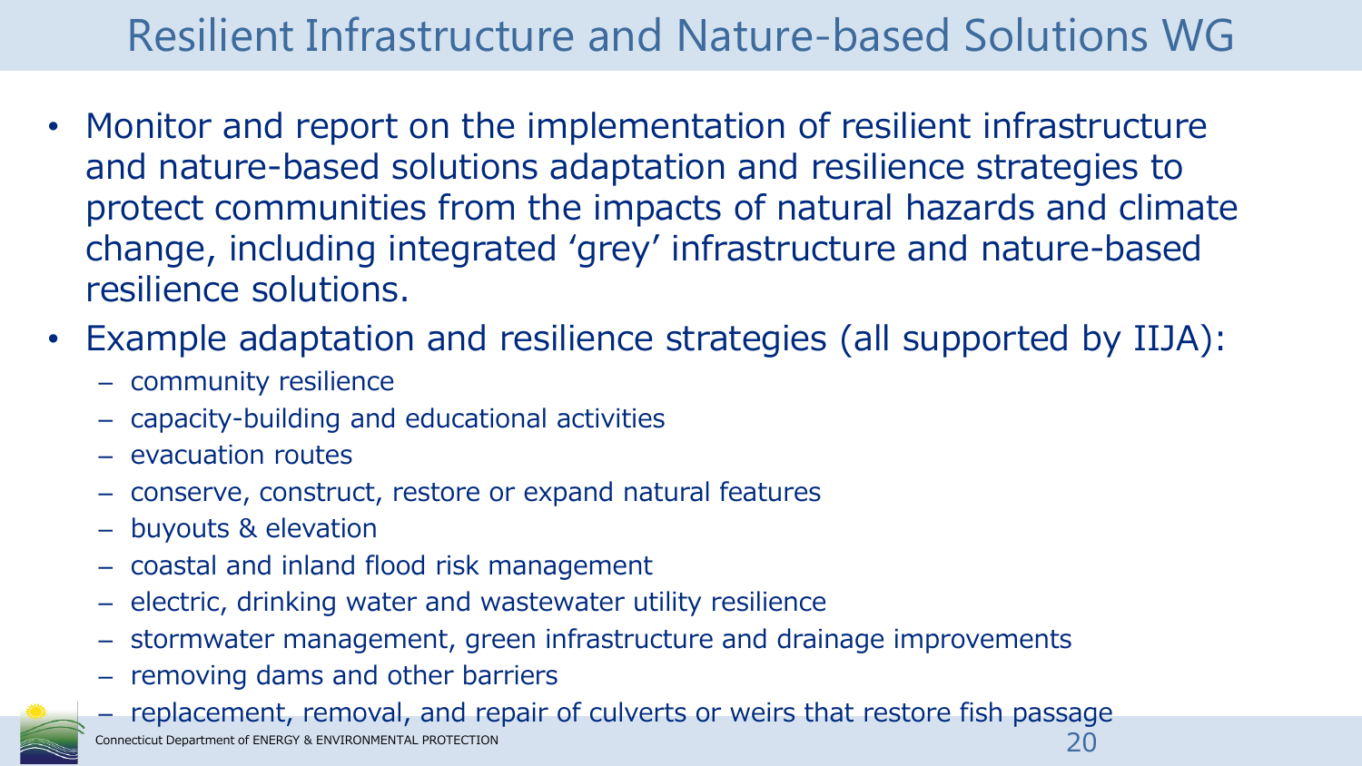# Resilient Infrastructure and Nature-based Solutions WG

- Monitor and report on the implementation of resilient infrastructure and nature-based solutions adaptation and resilience strategies to protect communities from the impacts of natural hazards and climate change, including integrated 'grey' infrastructure and nature-based resilience solutions.
- Example adaptation and resilience strategies (all supported by IIJA):
  - community resilience
  - capacity-building and educational activities
  - evacuation routes
  - conserve, construct, restore or expand natural features
  - buyouts & elevation
  - coastal and inland flood risk management
  - electric, drinking water and wastewater utility resilience
  - stormwater management, green infrastructure and drainage improvements
  - removing dams and other barriers
  - replacement, removal, and repair of culverts or weirs that restore fish passage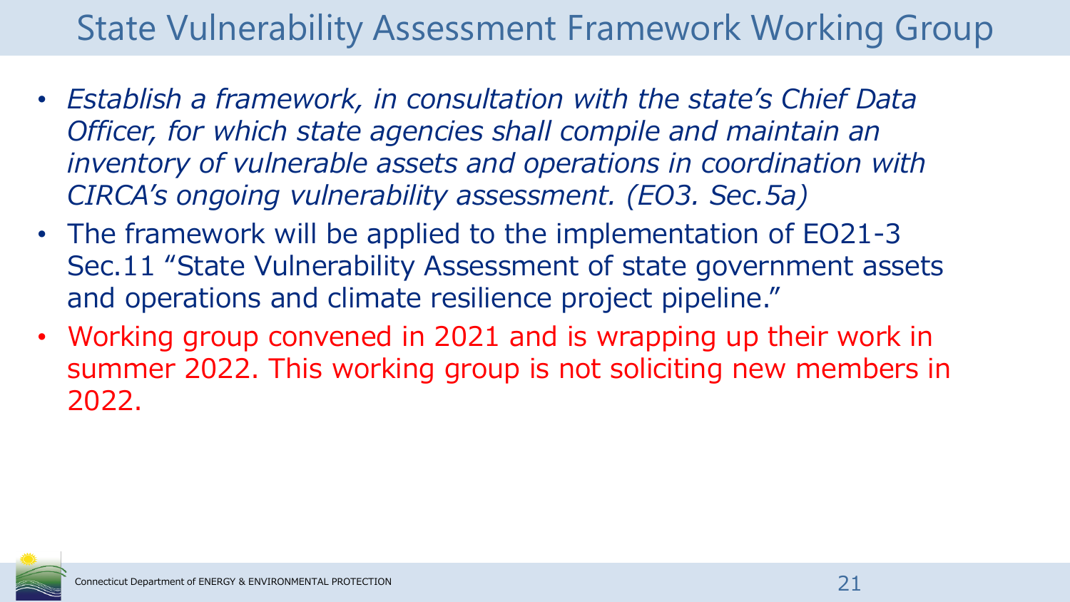# State Vulnerability Assessment Framework Working Group

- *Establish a framework, in consultation with the state's Chief Data Officer, for which state agencies shall compile and maintain an inventory of vulnerable assets and operations in coordination with CIRCA's ongoing vulnerability assessment. (EO3. Sec.5a)*
- The framework will be applied to the implementation of EO21-3 Sec.11 "State Vulnerability Assessment of state government assets and operations and climate resilience project pipeline."
- Working group convened in 2021 and is wrapping up their work in summer 2022. This working group is not soliciting new members in 2022.